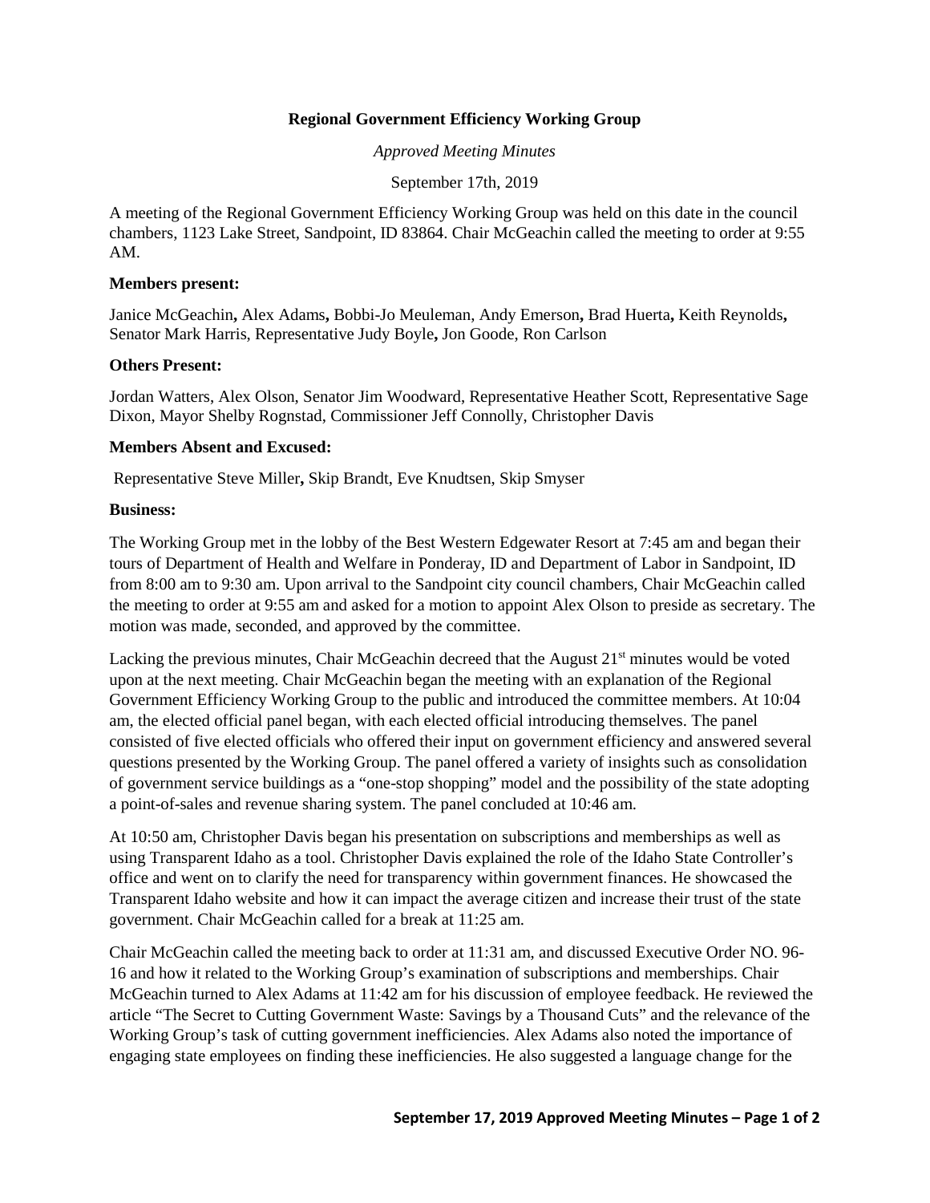**Regional Government Efficiency Working Group**

*Approved Meeting Minutes*

September 17th, 2019

A meeting of the Regional Government Efficiency Working Group was held on this date in the council chambers, 1123 Lake Street, Sandpoint, ID 83864. Chair McGeachin called the meeting to order at 9:55 AM.

**Members present:**

Janice McGeachin**,** Alex Adams**,** Bobbi-Jo Meuleman, Andy Emerson**,** Brad Huerta**,** Keith Reynolds**,** Senator Mark Harris, Representative Judy Boyle**,** Jon Goode, Ron Carlson

**Others Present:**

Jordan Watters, Alex Olson, Senator Jim Woodward, Representative Heather Scott, Representative Sage Dixon, Mayor Shelby Rognstad, Commissioner Jeff Connolly, Christopher Davis

**Members Absent and Excused:**

Representative Steve Miller**,** Skip Brandt, Eve Knudtsen, Skip Smyser

**Business:**

The Working Group met in the lobby of the Best Western Edgewater Resort at 7:45 am and began their tours of Department of Health and Welfare in Ponderay, ID and Department of Labor in Sandpoint, ID from 8:00 am to 9:30 am. Upon arrival to the Sandpoint city council chambers, Chair McGeachin called the meeting to order at 9:55 am and asked for a motion to appoint Alex Olson to preside as secretary. The motion was made, seconded, and approved by the committee.

Lacking the previous minutes, Chair McGeachin decreed that the August 21st minutes would be voted upon at the next meeting. Chair McGeachin began the meeting with an explanation of the Regional Government Efficiency Working Group to the public and introduced the committee members. At 10:04 am, the elected official panel began, with each elected official introducing themselves. The panel consisted of five elected officials who offered their input on government efficiency and answered several questions presented by the Working Group. The panel offered a variety of insights such as consolidation of government service buildings as a "one-stop shopping" model and the possibility of the state adopting a point-of-sales and revenue sharing system. The panel concluded at 10:46 am.

At 10:50 am, Christopher Davis began his presentation on subscriptions and memberships as well as using Transparent Idaho as a tool. Christopher Davis explained the role of the Idaho State Controller's office and went on to clarify the need for transparency within government finances. He showcased the Transparent Idaho website and how it can impact the average citizen and increase their trust of the state government. Chair McGeachin called for a break at 11:25 am.

Chair McGeachin called the meeting back to order at 11:31 am, and discussed Executive Order NO. 96-16 and how it related to the Working Group's examination of subscriptions and memberships. Chair McGeachin turned to Alex Adams at 11:42 am for his discussion of employee feedback. He reviewed the article "The Secret to Cutting Government Waste: Savings by a Thousand Cuts" and the relevance of the Working Group's task of cutting government inefficiencies. Alex Adams also noted the importance of engaging state employees on finding these inefficiencies. He also suggested a language change for the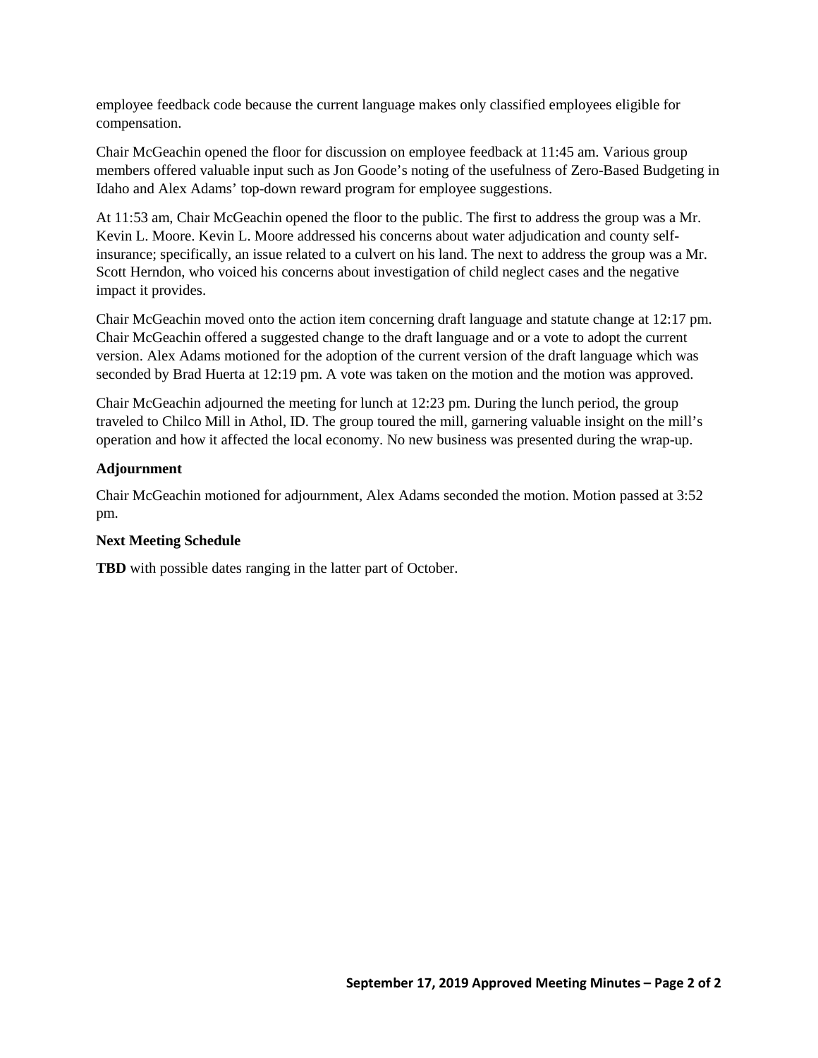employee feedback code because the current language makes only classified employees eligible for compensation.

Chair McGeachin opened the floor for discussion on employee feedback at 11:45 am. Various group members offered valuable input such as Jon Goode's noting of the usefulness of Zero-Based Budgeting in Idaho and Alex Adams' top-down reward program for employee suggestions.

At 11:53 am, Chair McGeachin opened the floor to the public. The first to address the group was a Mr. Kevin L. Moore. Kevin L. Moore addressed his concerns about water adjudication and county self-insurance; specifically, an issue related to a culvert on his land. The next to address the group was a Mr. Scott Herndon, who voiced his concerns about investigation of child neglect cases and the negative impact it provides.

Chair McGeachin moved onto the action item concerning draft language and statute change at 12:17 pm. Chair McGeachin offered a suggested change to the draft language and or a vote to adopt the current version. Alex Adams motioned for the adoption of the current version of the draft language which was seconded by Brad Huerta at 12:19 pm. A vote was taken on the motion and the motion was approved.

Chair McGeachin adjourned the meeting for lunch at 12:23 pm. During the lunch period, the group traveled to Chilco Mill in Athol, ID. The group toured the mill, garnering valuable insight on the mill's operation and how it affected the local economy. No new business was presented during the wrap-up.

**Adjournment**

Chair McGeachin motioned for adjournment, Alex Adams seconded the motion. Motion passed at 3:52 pm.

**Next Meeting Schedule**

**TBD** with possible dates ranging in the latter part of October.